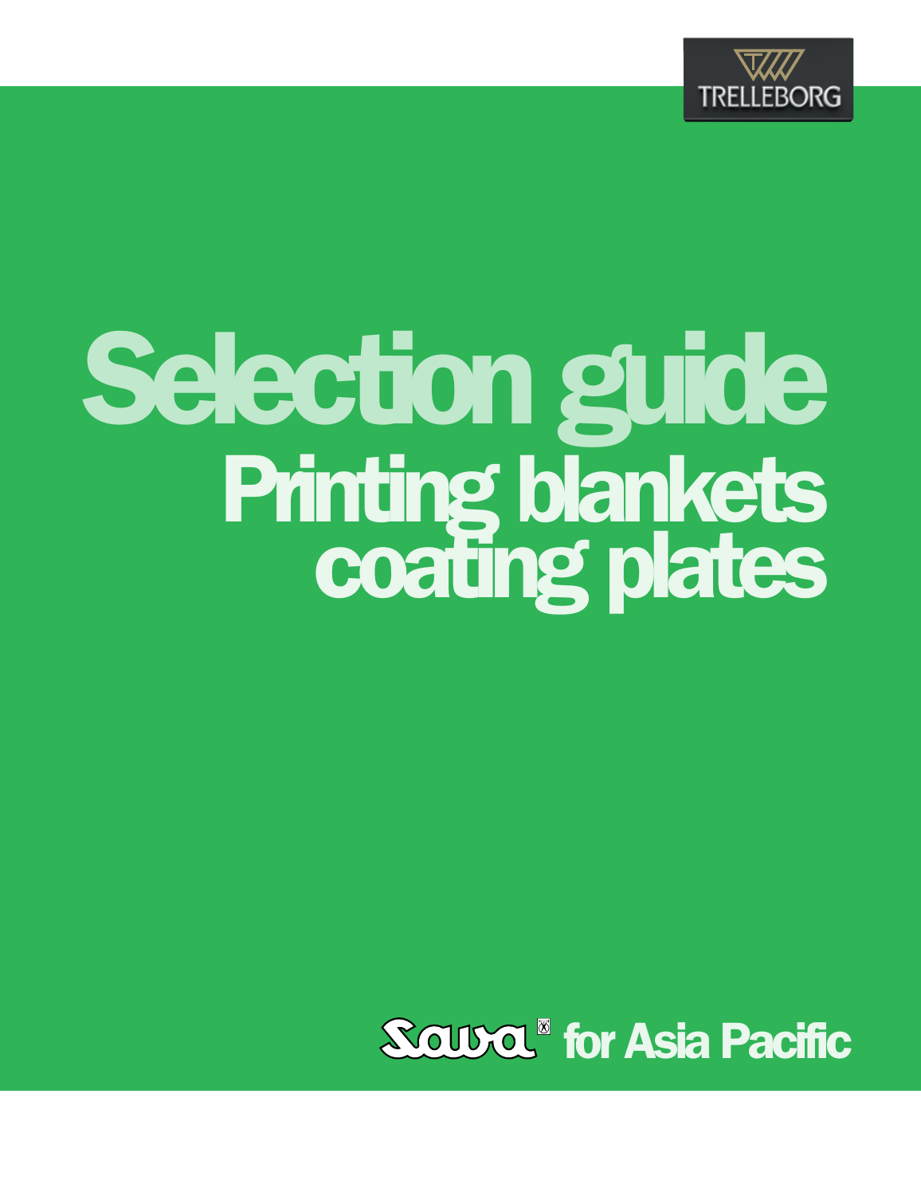TRELLEBORG

# Selection guide

## Printing blankets coating plates

Sava for Asia Pacific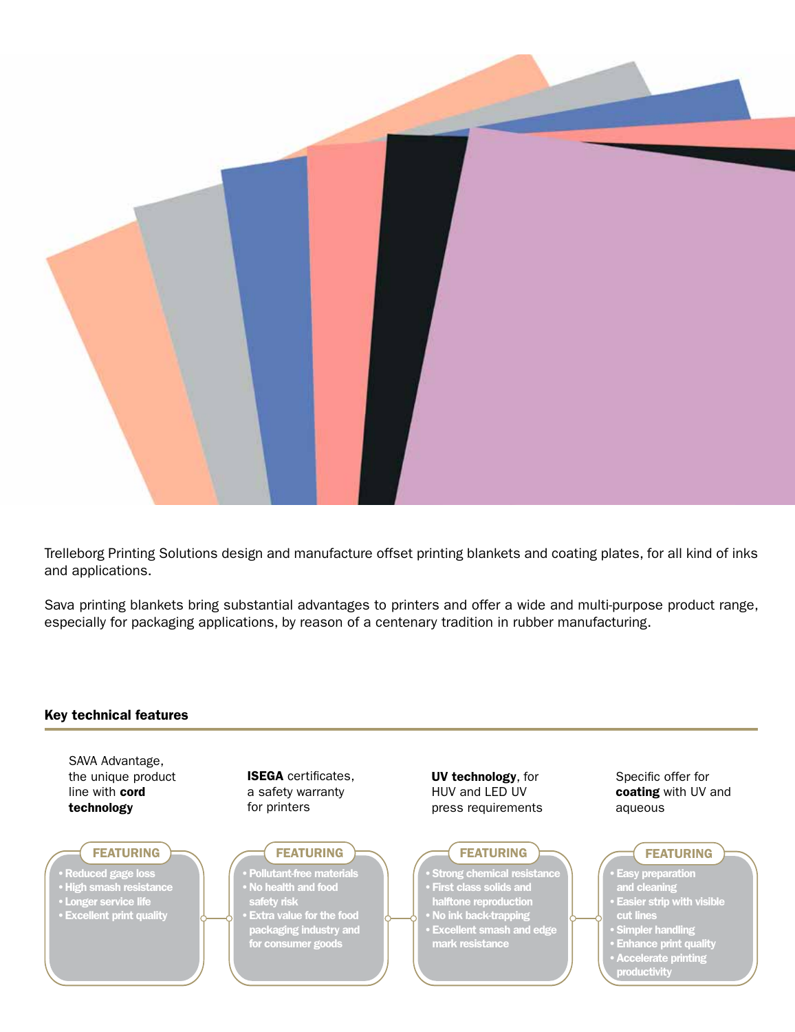Trelleborg Printing Solutions design and manufacture offset printing blankets and coating plates, for all kind of inks and applications.

Sava printing blankets bring substantial advantages to printers and offer a wide and multi-purpose product range, especially for packaging applications, by reason of a centenary tradition in rubber manufacturing.

## Key technical features

SAVA Advantage, the unique product line with **cord technology**

FEATURING

- Reduced gage loss
- High smash resistance
- Longer service life
- Excellent print quality

**ISEGA** certificates, a safety warranty for printers

FEATURING

- Pollutant-free materials
- No health and food safety risk
- Extra value for the food packaging industry and for consumer goods

**UV technology**, for HUV and LED UV press requirements

FEATURING

- Strong chemical resistance
- First class solids and halftone reproduction
- No ink back-trapping
- Excellent smash and edge mark resistance

Specific offer for **coating** with UV and aqueous

FEATURING

- Easy preparation and cleaning
- Easier strip with visible cut lines
- Simpler handling
- Enhance print quality
- Accelerate printing productivity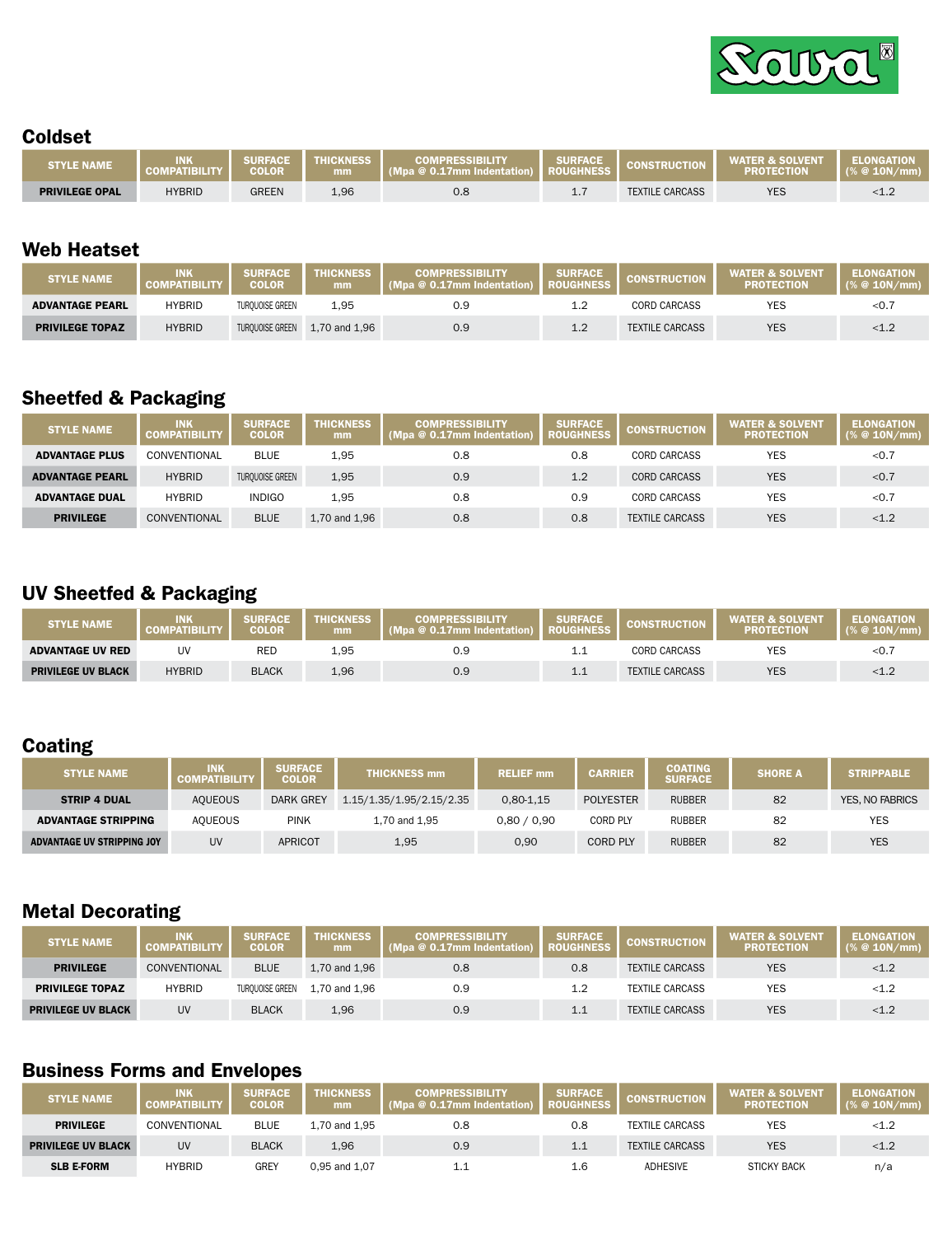## Coldset

| STYLE NAME | INK COMPATIBILITY | SURFACE COLOR | THICKNESS mm | COMPRESSIBILITY (Mpa @ 0.17mm Indentation) | SURFACE ROUGHNESS | CONSTRUCTION | WATER & SOLVENT PROTECTION | ELONGATION (% @ 10N/mm) |
|---|---|---|---|---|---|---|---|---|
| PRIVILEGE OPAL | HYBRID | GREEN | 1,96 | 0.8 | 1.7 | TEXTILE CARCASS | YES | <1.2 |

## Web Heatset

| STYLE NAME | INK COMPATIBILITY | SURFACE COLOR | THICKNESS mm | COMPRESSIBILITY (Mpa @ 0.17mm Indentation) | SURFACE ROUGHNESS | CONSTRUCTION | WATER & SOLVENT PROTECTION | ELONGATION (% @ 10N/mm) |
|---|---|---|---|---|---|---|---|---|
| ADVANTAGE PEARL | HYBRID | TURQUOISE GREEN | 1,95 | 0.9 | 1.2 | CORD CARCASS | YES | <0.7 |
| PRIVILEGE TOPAZ | HYBRID | TURQUOISE GREEN | 1,70 and 1,96 | 0.9 | 1.2 | TEXTILE CARCASS | YES | <1.2 |

## Sheetfed & Packaging

| STYLE NAME | INK COMPATIBILITY | SURFACE COLOR | THICKNESS mm | COMPRESSIBILITY (Mpa @ 0.17mm Indentation) | SURFACE ROUGHNESS | CONSTRUCTION | WATER & SOLVENT PROTECTION | ELONGATION (% @ 10N/mm) |
|---|---|---|---|---|---|---|---|---|
| ADVANTAGE PLUS | CONVENTIONAL | BLUE | 1,95 | 0.8 | 0.8 | CORD CARCASS | YES | <0.7 |
| ADVANTAGE PEARL | HYBRID | TURQUOISE GREEN | 1,95 | 0.9 | 1.2 | CORD CARCASS | YES | <0.7 |
| ADVANTAGE DUAL | HYBRID | INDIGO | 1,95 | 0.8 | 0.9 | CORD CARCASS | YES | <0.7 |
| PRIVILEGE | CONVENTIONAL | BLUE | 1,70 and 1,96 | 0.8 | 0.8 | TEXTILE CARCASS | YES | <1.2 |

## UV Sheetfed & Packaging

| STYLE NAME | INK COMPATIBILITY | SURFACE COLOR | THICKNESS mm | COMPRESSIBILITY (Mpa @ 0.17mm Indentation) | SURFACE ROUGHNESS | CONSTRUCTION | WATER & SOLVENT PROTECTION | ELONGATION (% @ 10N/mm) |
|---|---|---|---|---|---|---|---|---|
| ADVANTAGE UV RED | UV | RED | 1,95 | 0.9 | 1.1 | CORD CARCASS | YES | <0.7 |
| PRIVILEGE UV BLACK | HYBRID | BLACK | 1,96 | 0.9 | 1.1 | TEXTILE CARCASS | YES | <1.2 |

## Coating

| STYLE NAME | INK COMPATIBILITY | SURFACE COLOR | THICKNESS mm | RELIEF mm | CARRIER | COATING SURFACE | SHORE A | STRIPPABLE |
|---|---|---|---|---|---|---|---|---|
| STRIP 4 DUAL | AQUEOUS | DARK GREY | 1.15/1.35/1.95/2.15/2.35 | 0,80-1,15 | POLYESTER | RUBBER | 82 | YES, NO FABRICS |
| ADVANTAGE STRIPPING | AQUEOUS | PINK | 1,70 and 1,95 | 0,80 / 0,90 | CORD PLY | RUBBER | 82 | YES |
| ADVANTAGE UV STRIPPING JOY | UV | APRICOT | 1,95 | 0,90 | CORD PLY | RUBBER | 82 | YES |

## Metal Decorating

| STYLE NAME | INK COMPATIBILITY | SURFACE COLOR | THICKNESS mm | COMPRESSIBILITY (Mpa @ 0.17mm Indentation) | SURFACE ROUGHNESS | CONSTRUCTION | WATER & SOLVENT PROTECTION | ELONGATION (% @ 10N/mm) |
|---|---|---|---|---|---|---|---|---|
| PRIVILEGE | CONVENTIONAL | BLUE | 1,70 and 1,96 | 0.8 | 0.8 | TEXTILE CARCASS | YES | <1.2 |
| PRIVILEGE TOPAZ | HYBRID | TURQUOISE GREEN | 1,70 and 1,96 | 0.9 | 1.2 | TEXTILE CARCASS | YES | <1.2 |
| PRIVILEGE UV BLACK | UV | BLACK | 1,96 | 0.9 | 1.1 | TEXTILE CARCASS | YES | <1.2 |

## Business Forms and Envelopes

| STYLE NAME | INK COMPATIBILITY | SURFACE COLOR | THICKNESS mm | COMPRESSIBILITY (Mpa @ 0.17mm Indentation) | SURFACE ROUGHNESS | CONSTRUCTION | WATER & SOLVENT PROTECTION | ELONGATION (% @ 10N/mm) |
|---|---|---|---|---|---|---|---|---|
| PRIVILEGE | CONVENTIONAL | BLUE | 1,70 and 1,95 | 0.8 | 0.8 | TEXTILE CARCASS | YES | <1.2 |
| PRIVILEGE UV BLACK | UV | BLACK | 1,96 | 0.9 | 1.1 | TEXTILE CARCASS | YES | <1.2 |
| SLB E-FORM | HYBRID | GREY | 0,95 and 1,07 | 1.1 | 1.6 | ADHESIVE | STICKY BACK | n/a |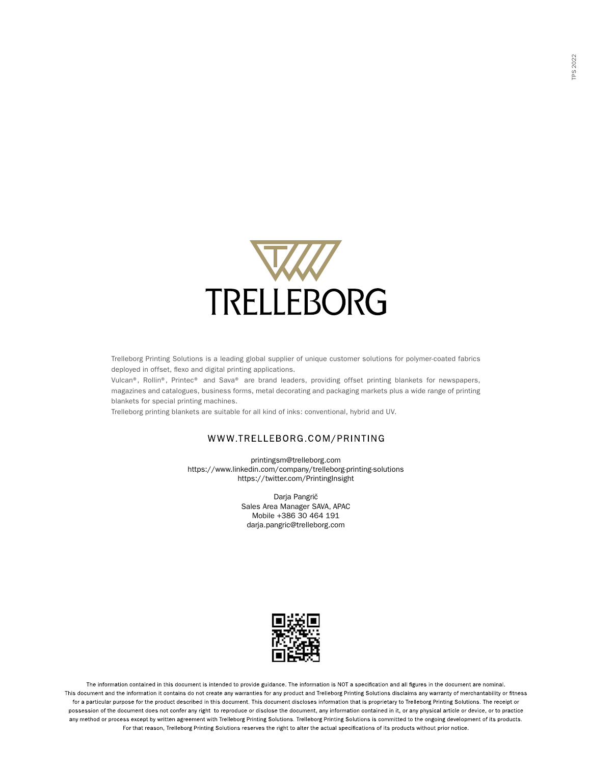TRELLEBORG

Trelleborg Printing Solutions is a leading global supplier of unique customer solutions for polymer-coated fabrics deployed in offset, flexo and digital printing applications.

Vulcan®, Rollin®, Printec® and Sava® are brand leaders, providing offset printing blankets for newspapers, magazines and catalogues, business forms, metal decorating and packaging markets plus a wide range of printing blankets for special printing machines.

Trelleborg printing blankets are suitable for all kind of inks: conventional, hybrid and UV.

WWW.TRELLEBORG.COM/PRINTING

printingsm@trelleborg.com
https://www.linkedin.com/company/trelleborg-printing-solutions
https://twitter.com/PrintingInsight

Darja Pangrič
Sales Area Manager SAVA, APAC
Mobile +386 30 464 191
darja.pangric@trelleborg.com

The information contained in this document is intended to provide guidance. The information is NOT a specification and all figures in the document are nominal. This document and the information it contains do not create any warranties for any product and Trelleborg Printing Solutions disclaims any warranty of merchantability or fitness for a particular purpose for the product described in this document. This document discloses information that is proprietary to Trelleborg Printing Solutions. The receipt or possession of the document does not confer any right to reproduce or disclose the document, any information contained in it, or any physical article or device, or to practice any method or process except by written agreement with Trelleborg Printing Solutions. Trelleborg Printing Solutions is committed to the ongoing development of its products. For that reason, Trelleborg Printing Solutions reserves the right to alter the actual specifications of its products without prior notice.